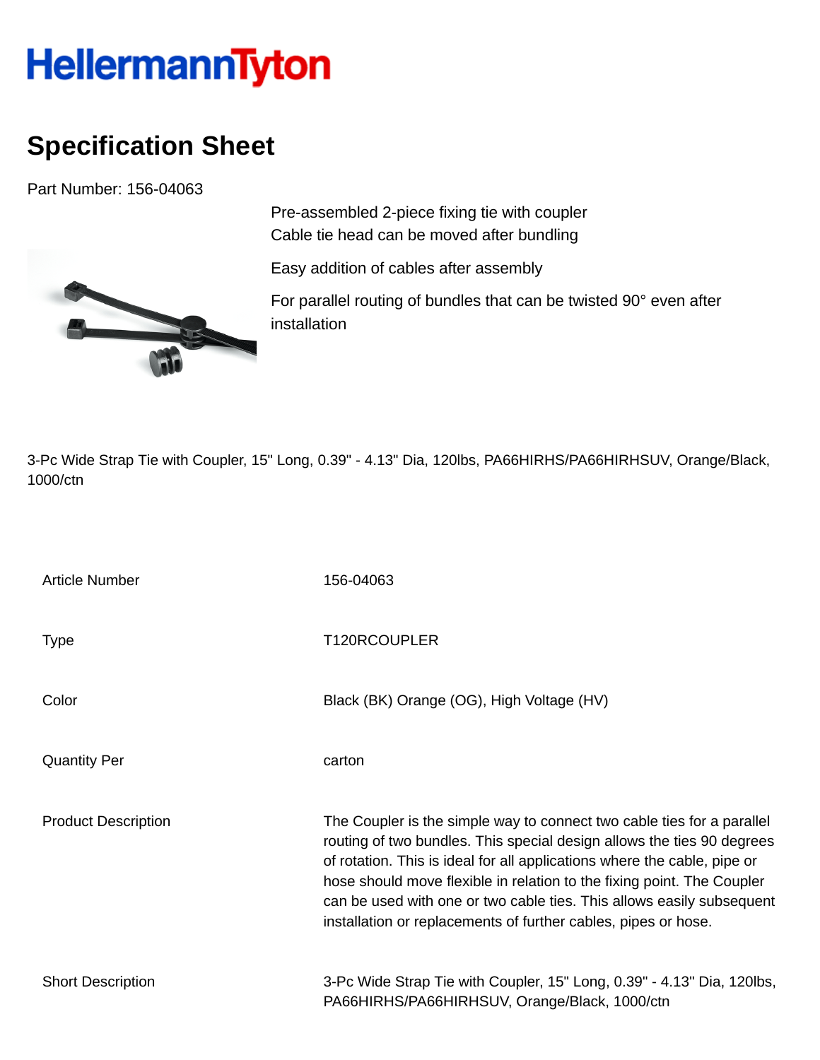HellermannTyton

# Specification Sheet

Part Number: 156-04063

Pre-assembled 2-piece fixing tie with coupler
Cable tie head can be moved after bundling

Easy addition of cables after assembly

For parallel routing of bundles that can be twisted 90° even after installation

3-Pc Wide Strap Tie with Coupler, 15" Long, 0.39" - 4.13" Dia, 120lbs, PA66HIRHS/PA66HIRHSUV, Orange/Black, 1000/ctn

| | |
|---|---|
| Article Number | 156-04063 |
| Type | T120RCOUPLER |
| Color | Black (BK) Orange (OG), High Voltage (HV) |
| Quantity Per | carton |
| Product Description | The Coupler is the simple way to connect two cable ties for a parallel routing of two bundles. This special design allows the ties 90 degrees of rotation. This is ideal for all applications where the cable, pipe or hose should move flexible in relation to the fixing point. The Coupler can be used with one or two cable ties. This allows easily subsequent installation or replacements of further cables, pipes or hose. |
| Short Description | 3-Pc Wide Strap Tie with Coupler, 15" Long, 0.39" - 4.13" Dia, 120lbs, PA66HIRHS/PA66HIRHSUV, Orange/Black, 1000/ctn |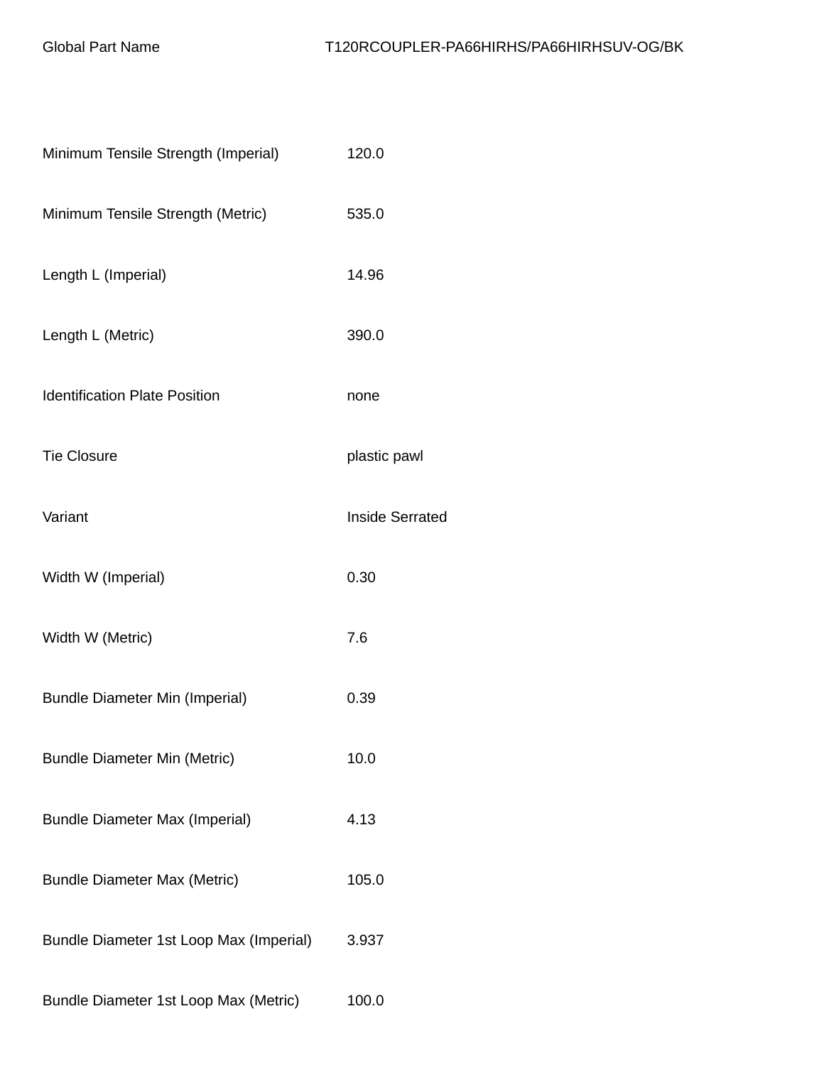| Global Part Name | T120RCOUPLER-PA66HIRHS/PA66HIRHSUV-OG/BK |
| --- | --- |
| Minimum Tensile Strength (Imperial) | 120.0 |
| Minimum Tensile Strength (Metric) | 535.0 |
| Length L (Imperial) | 14.96 |
| Length L (Metric) | 390.0 |
| Identification Plate Position | none |
| Tie Closure | plastic pawl |
| Variant | Inside Serrated |
| Width W (Imperial) | 0.30 |
| Width W (Metric) | 7.6 |
| Bundle Diameter Min (Imperial) | 0.39 |
| Bundle Diameter Min (Metric) | 10.0 |
| Bundle Diameter Max (Imperial) | 4.13 |
| Bundle Diameter Max (Metric) | 105.0 |
| Bundle Diameter 1st Loop Max (Imperial) | 3.937 |
| Bundle Diameter 1st Loop Max (Metric) | 100.0 |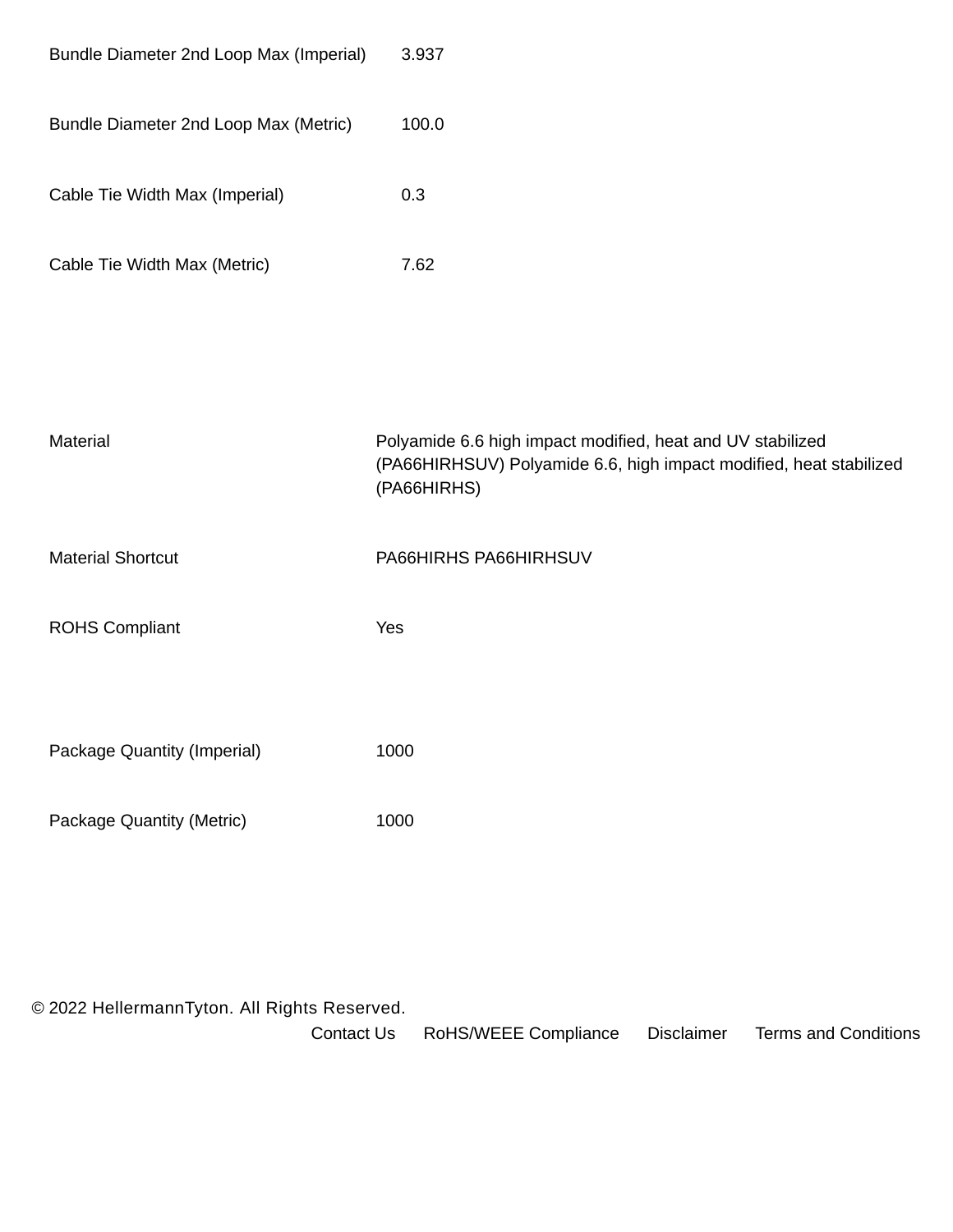| | |
|---|---|
| Bundle Diameter 2nd Loop Max (Imperial) | 3.937 |
| Bundle Diameter 2nd Loop Max (Metric) | 100.0 |
| Cable Tie Width Max (Imperial) | 0.3 |
| Cable Tie Width Max (Metric) | 7.62 |

| | |
|---|---|
| Material | Polyamide 6.6 high impact modified, heat and UV stabilized (PA66HIRHSUV) Polyamide 6.6, high impact modified, heat stabilized (PA66HIRHS) |
| Material Shortcut | PA66HIRHS PA66HIRHSUV |
| ROHS Compliant | Yes |

| | |
|---|---|
| Package Quantity (Imperial) | 1000 |
| Package Quantity (Metric) | 1000 |

© 2022 HellermannTyton. All Rights Reserved.

Contact Us RoHS/WEEE Compliance Disclaimer Terms and Conditions